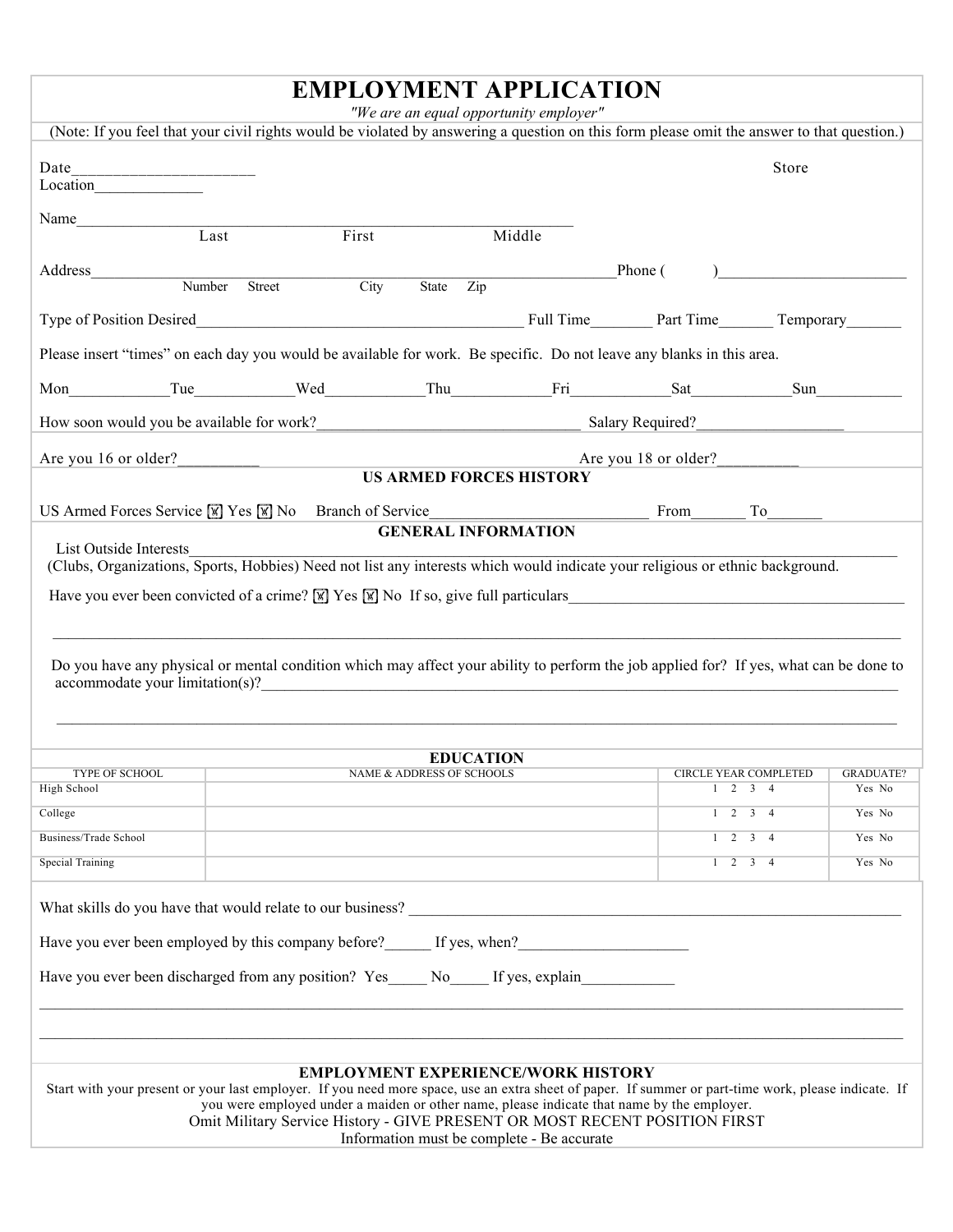# EMPLOYMENT APPLICATION

*"We are an equal opportunity employer"*

(Note: If you feel that your civil rights would be violated by answering a question on this form please omit the answer to that question.)

Date______________________ Store Location_____________

Name___________________________________________________________
Last First Middle

Address_________________________________________________________________Phone ( )_______________________
Number Street City State Zip

Type of Position Desired________________________________________ Full Time_______ Part Time_______ Temporary_______

Please insert "times" on each day you would be available for work. Be specific. Do not leave any blanks in this area.

Mon____________Tue____________Wed____________Thu____________Fri____________Sat____________Sun__________

How soon would you be available for work?________________________________ Salary Required?__________________

Are you 16 or older?_________ Are you 18 or older?_________

## US ARMED FORCES HISTORY

US Armed Forces Service ☐ Yes ☐ No Branch of Service___________________________ From_______ To_______

## GENERAL INFORMATION

List Outside Interests_______________________________________________________________________________
(Clubs, Organizations, Sports, Hobbies) Need not list any interests which would indicate your religious or ethnic background.

Have you ever been convicted of a crime? ☐ Yes ☐ No If so, give full particulars__________________________________________

_____________________________________________________________________________________________________

Do you have any physical or mental condition which may affect your ability to perform the job applied for? If yes, what can be done to accommodate your limitation(s)?_______________________________________________________________________________

_____________________________________________________________________________________________________

## EDUCATION

| TYPE OF SCHOOL | NAME & ADDRESS OF SCHOOLS | CIRCLE YEAR COMPLETED | GRADUATE? |
|---|---|---|---|
| High School | | 1 2 3 4 | Yes No |
| College | | 1 2 3 4 | Yes No |
| Business/Trade School | | 1 2 3 4 | Yes No |
| Special Training | | 1 2 3 4 | Yes No |

What skills do you have that would relate to our business? ______________________________________________________________

Have you ever been employed by this company before?______ If yes, when?_____________________

Have you ever been discharged from any position? Yes_____ No_____ If yes, explain____________

_____________________________________________________________________________________________________

_____________________________________________________________________________________________________

## EMPLOYMENT EXPERIENCE/WORK HISTORY

Start with your present or your last employer. If you need more space, use an extra sheet of paper. If summer or part-time work, please indicate. If you were employed under a maiden or other name, please indicate that name by the employer.

Omit Military Service History - GIVE PRESENT OR MOST RECENT POSITION FIRST

Information must be complete - Be accurate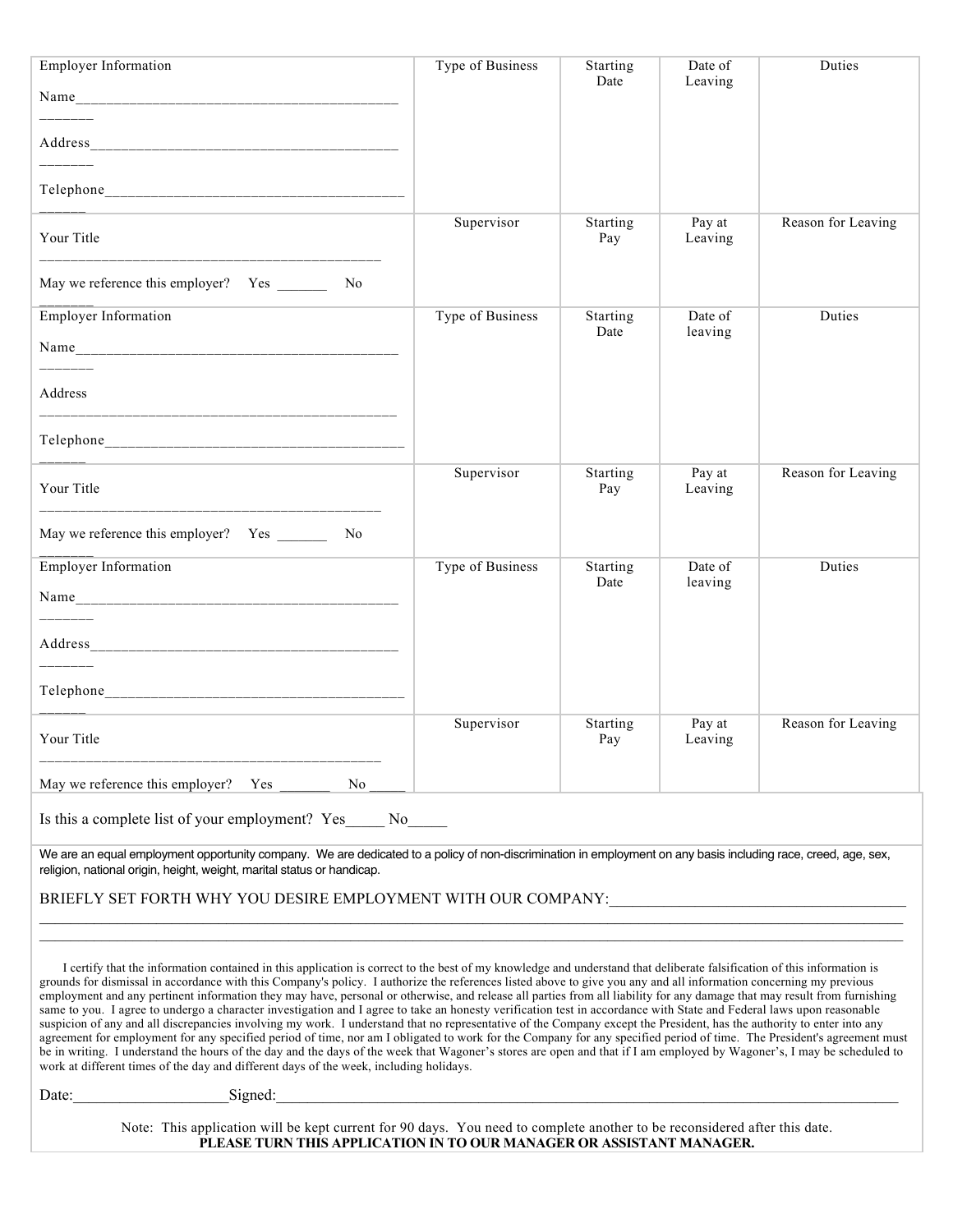| Employer Information | Type of Business | Starting Date | Date of Leaving | Duties |
|---|---|---|---|---|
| Name_______________________________________________<br>Address_____________________________________________<br>Telephone___________________________________________ | | | | |
| Your Title<br>_______________________________________________<br>May we reference this employer? Yes _______ No _______ | Supervisor | Starting Pay | Pay at Leaving | Reason for Leaving |
| Employer Information<br>Name_______________________________________________<br>Address<br>_______________________________________________<br>Telephone___________________________________________ | Type of Business | Starting Date | Date of leaving | Duties |
| Your Title<br>_______________________________________________<br>May we reference this employer? Yes _______ No _______ | Supervisor | Starting Pay | Pay at Leaving | Reason for Leaving |
| Employer Information<br>Name_______________________________________________<br>Address_____________________________________________<br>Telephone___________________________________________ | Type of Business | Starting Date | Date of leaving | Duties |
| Your Title<br>_______________________________________________<br>May we reference this employer? Yes _______ No _____ | Supervisor | Starting Pay | Pay at Leaving | Reason for Leaving |

Is this a complete list of your employment? Yes_____ No_____

We are an equal employment opportunity company. We are dedicated to a policy of non-discrimination in employment on any basis including race, creed, age, sex, religion, national origin, height, weight, marital status or handicap.

BRIEFLY SET FORTH WHY YOU DESIRE EMPLOYMENT WITH OUR COMPANY:_____________________________________
____________________________________________________________________________________________
____________________________________________________________________________________________

I certify that the information contained in this application is correct to the best of my knowledge and understand that deliberate falsification of this information is grounds for dismissal in accordance with this Company's policy. I authorize the references listed above to give you any and all information concerning my previous employment and any pertinent information they may have, personal or otherwise, and release all parties from all liability for any damage that may result from furnishing same to you. I agree to undergo a character investigation and I agree to take an honesty verification test in accordance with State and Federal laws upon reasonable suspicion of any and all discrepancies involving my work. I understand that no representative of the Company except the President, has the authority to enter into any agreement for employment for any specified period of time, nor am I obligated to work for the Company for any specified period of time. The President's agreement must be in writing. I understand the hours of the day and the days of the week that Wagoner's stores are open and that if I am employed by Wagoner's, I may be scheduled to work at different times of the day and different days of the week, including holidays.

Date:____________________Signed:________________________________________________________________________

Note: This application will be kept current for 90 days. You need to complete another to be reconsidered after this date.
**PLEASE TURN THIS APPLICATION IN TO OUR MANAGER OR ASSISTANT MANAGER.**